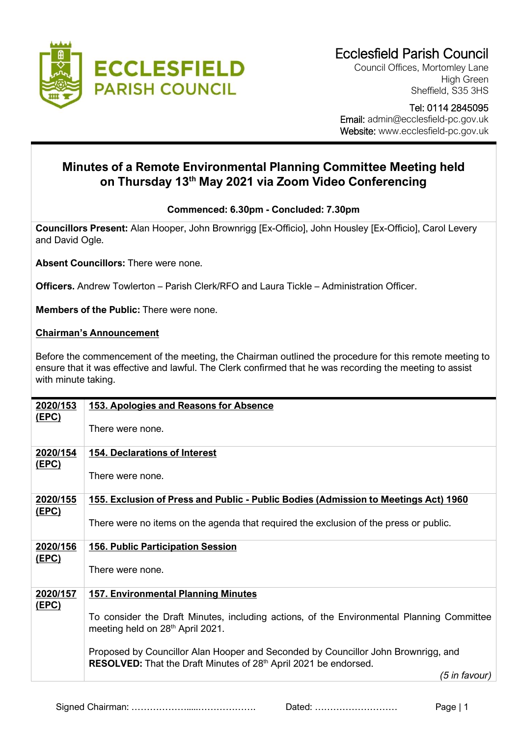Ecclesfield Parish Council
Council Offices, Mortomley Lane
High Green
Sheffield, S35 3HS

Tel: 0114 2845095
**Email:** admin@ecclesfield-pc.gov.uk
**Website:** www.ecclesfield-pc.gov.uk

# Minutes of a Remote Environmental Planning Committee Meeting held on Thursday 13th May 2021 via Zoom Video Conferencing

**Commenced: 6.30pm - Concluded: 7.30pm**

**Councillors Present:** Alan Hooper, John Brownrigg [Ex-Officio], John Housley [Ex-Officio], Carol Levery and David Ogle.

**Absent Councillors:** There were none.

**Officers.** Andrew Towlerton – Parish Clerk/RFO and Laura Tickle – Administration Officer.

**Members of the Public:** There were none.

**Chairman's Announcement**

Before the commencement of the meeting, the Chairman outlined the procedure for this remote meeting to ensure that it was effective and lawful. The Clerk confirmed that he was recording the meeting to assist with minute taking.

| | |
|---|---|
| **2020/153 (EPC)** | **153. Apologies and Reasons for Absence**<br><br>There were none. |
| **2020/154 (EPC)** | **154. Declarations of Interest**<br><br>There were none. |
| **2020/155 (EPC)** | **155. Exclusion of Press and Public - Public Bodies (Admission to Meetings Act) 1960**<br><br>There were no items on the agenda that required the exclusion of the press or public. |
| **2020/156 (EPC)** | **156. Public Participation Session**<br><br>There were none. |
| **2020/157 (EPC)** | **157. Environmental Planning Minutes**<br><br>To consider the Draft Minutes, including actions, of the Environmental Planning Committee meeting held on 28th April 2021.<br><br>Proposed by Councillor Alan Hooper and Seconded by Councillor John Brownrigg, and **RESOLVED:** That the Draft Minutes of 28th April 2021 be endorsed.<br>*(5 in favour)* |

Signed Chairman: ………………....………………. Dated: ………………………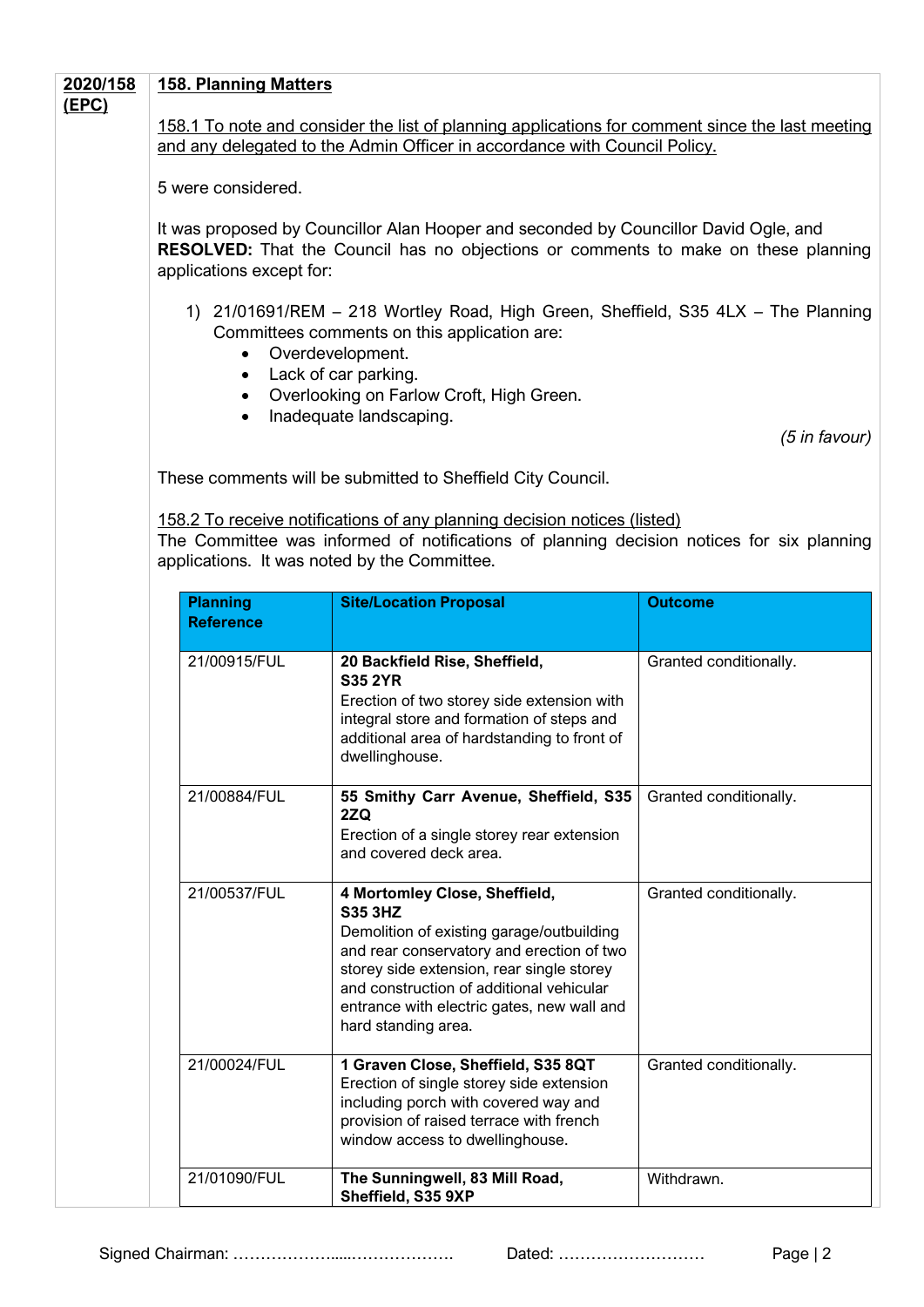**2020/158 (EPC)**

## 158. Planning Matters

158.1 To note and consider the list of planning applications for comment since the last meeting and any delegated to the Admin Officer in accordance with Council Policy.

5 were considered.

It was proposed by Councillor Alan Hooper and seconded by Councillor David Ogle, and **RESOLVED:** That the Council has no objections or comments to make on these planning applications except for:

1) 21/01691/REM – 218 Wortley Road, High Green, Sheffield, S35 4LX – The Planning Committees comments on this application are:
   - Overdevelopment.
   - Lack of car parking.
   - Overlooking on Farlow Croft, High Green.
   - Inadequate landscaping.

*(5 in favour)*

These comments will be submitted to Sheffield City Council.

158.2 To receive notifications of any planning decision notices (listed)

The Committee was informed of notifications of planning decision notices for six planning applications. It was noted by the Committee.

| Planning Reference | Site/Location Proposal | Outcome |
|---|---|---|
| 21/00915/FUL | **20 Backfield Rise, Sheffield, S35 2YR** Erection of two storey side extension with integral store and formation of steps and additional area of hardstanding to front of dwellinghouse. | Granted conditionally. |
| 21/00884/FUL | **55 Smithy Carr Avenue, Sheffield, S35 2ZQ** Erection of a single storey rear extension and covered deck area. | Granted conditionally. |
| 21/00537/FUL | **4 Mortomley Close, Sheffield, S35 3HZ** Demolition of existing garage/outbuilding and rear conservatory and erection of two storey side extension, rear single storey and construction of additional vehicular entrance with electric gates, new wall and hard standing area. | Granted conditionally. |
| 21/00024/FUL | **1 Graven Close, Sheffield, S35 8QT** Erection of single storey side extension including porch with covered way and provision of raised terrace with french window access to dwellinghouse. | Granted conditionally. |
| 21/01090/FUL | **The Sunningwell, 83 Mill Road, Sheffield, S35 9XP** | Withdrawn. |

Signed Chairman: ………………....………………. Dated: ………………………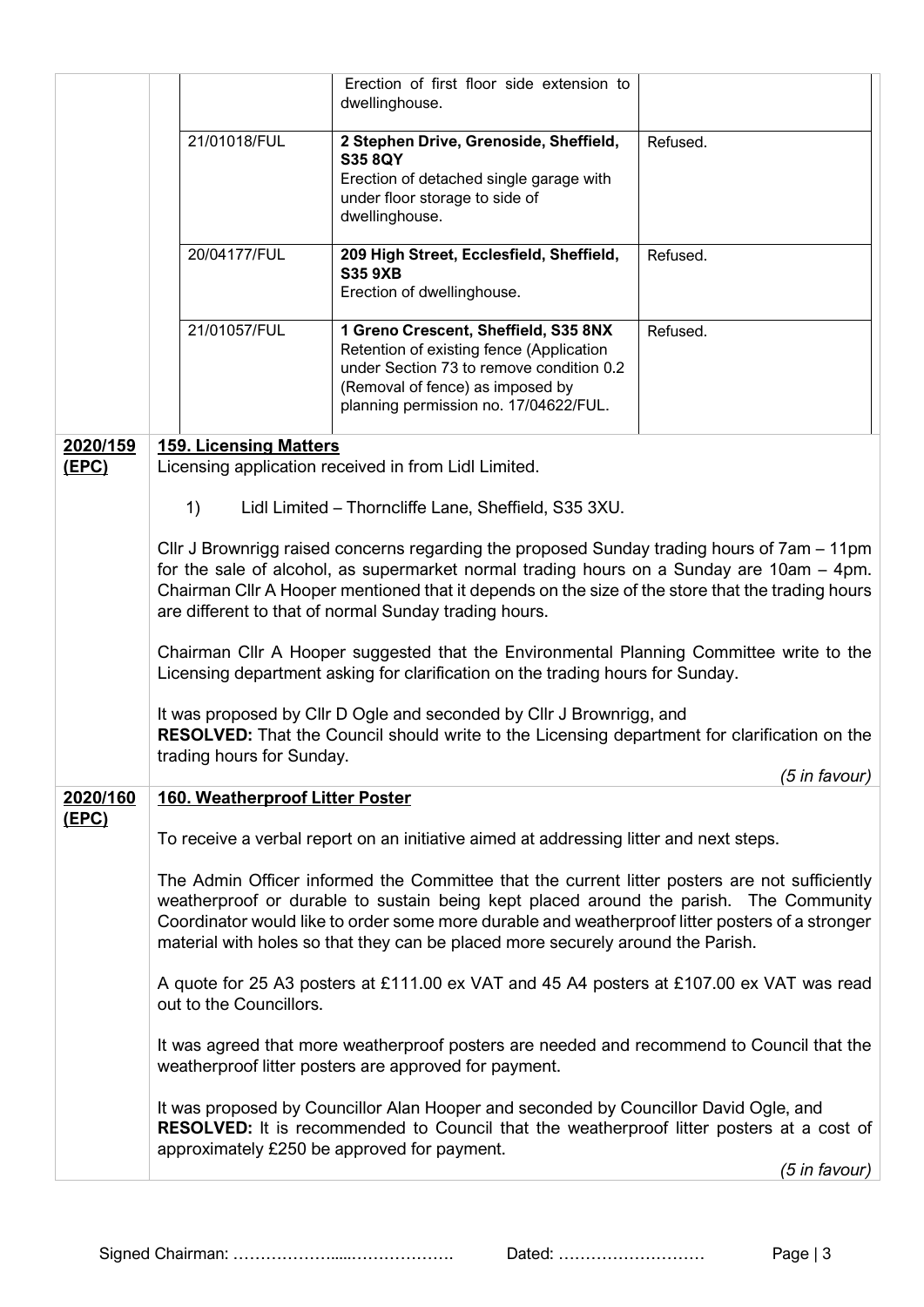| | | | |
|---|---|---|---|
| | | Erection of first floor side extension to dwellinghouse. | |
| | 21/01018/FUL | **2 Stephen Drive, Grenoside, Sheffield, S35 8QY** Erection of detached single garage with under floor storage to side of dwellinghouse. | Refused. |
| | 20/04177/FUL | **209 High Street, Ecclesfield, Sheffield, S35 9XB** Erection of dwellinghouse. | Refused. |
| | 21/01057/FUL | **1 Greno Crescent, Sheffield, S35 8NX** Retention of existing fence (Application under Section 73 to remove condition 0.2 (Removal of fence) as imposed by planning permission no. 17/04622/FUL. | Refused. |

**2020/159 (EPC)**

**159. Licensing Matters**

Licensing application received in from Lidl Limited.

1) Lidl Limited – Thorncliffe Lane, Sheffield, S35 3XU.

Cllr J Brownrigg raised concerns regarding the proposed Sunday trading hours of 7am – 11pm for the sale of alcohol, as supermarket normal trading hours on a Sunday are 10am – 4pm. Chairman Cllr A Hooper mentioned that it depends on the size of the store that the trading hours are different to that of normal Sunday trading hours.

Chairman Cllr A Hooper suggested that the Environmental Planning Committee write to the Licensing department asking for clarification on the trading hours for Sunday.

It was proposed by Cllr D Ogle and seconded by Cllr J Brownrigg, and
**RESOLVED:** That the Council should write to the Licensing department for clarification on the trading hours for Sunday.

*(5 in favour)*

**2020/160 (EPC)**

**160. Weatherproof Litter Poster**

To receive a verbal report on an initiative aimed at addressing litter and next steps.

The Admin Officer informed the Committee that the current litter posters are not sufficiently weatherproof or durable to sustain being kept placed around the parish. The Community Coordinator would like to order some more durable and weatherproof litter posters of a stronger material with holes so that they can be placed more securely around the Parish.

A quote for 25 A3 posters at £111.00 ex VAT and 45 A4 posters at £107.00 ex VAT was read out to the Councillors.

It was agreed that more weatherproof posters are needed and recommend to Council that the weatherproof litter posters are approved for payment.

It was proposed by Councillor Alan Hooper and seconded by Councillor David Ogle, and
**RESOLVED:** It is recommended to Council that the weatherproof litter posters at a cost of approximately £250 be approved for payment.

*(5 in favour)*

Signed Chairman: ………………....………………. Dated: ………………………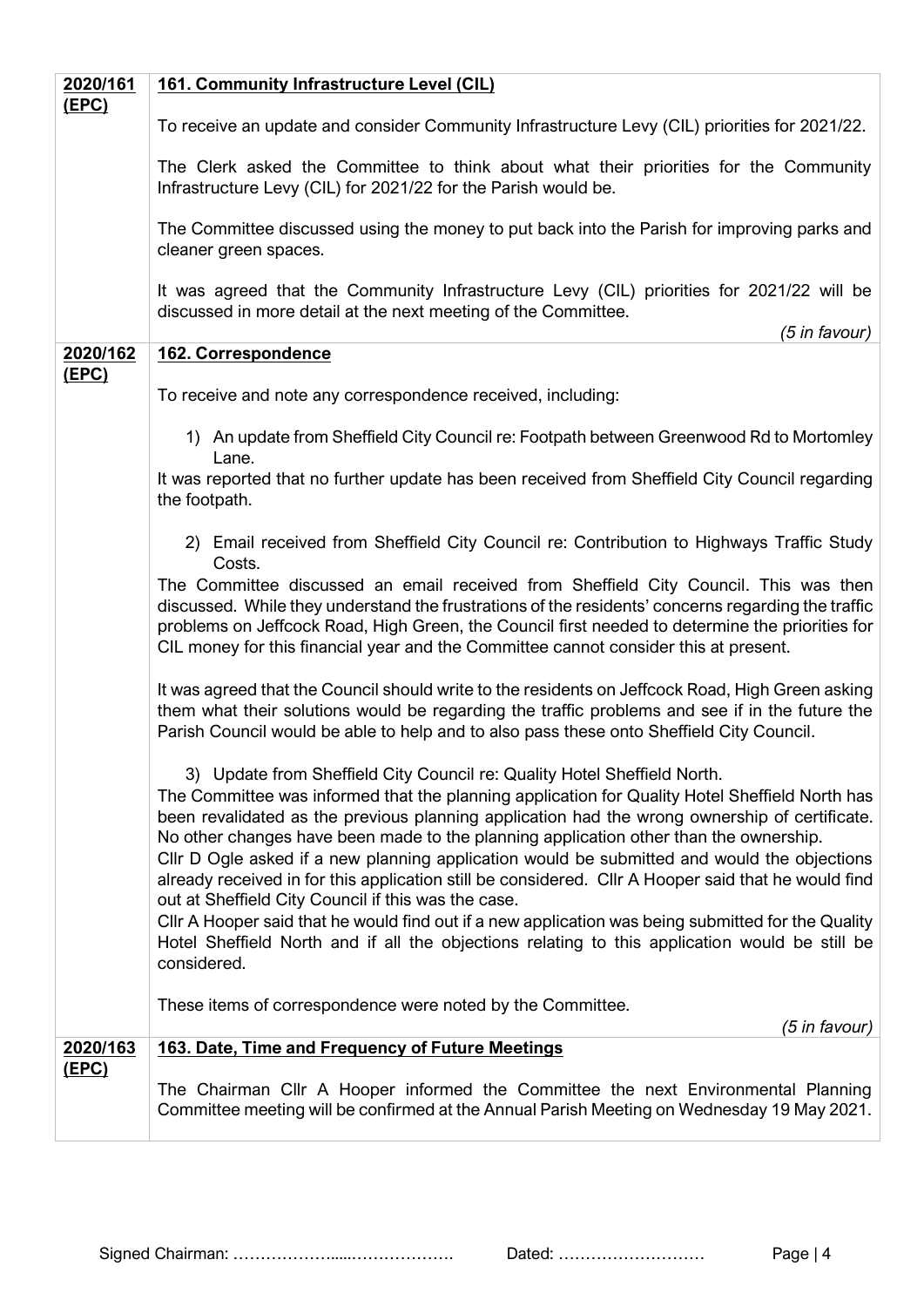| | |
|---|---|
| **2020/161 (EPC)** | **161. Community Infrastructure Level (CIL)**<br><br>To receive an update and consider Community Infrastructure Levy (CIL) priorities for 2021/22.<br><br>The Clerk asked the Committee to think about what their priorities for the Community Infrastructure Levy (CIL) for 2021/22 for the Parish would be.<br><br>The Committee discussed using the money to put back into the Parish for improving parks and cleaner green spaces.<br><br>It was agreed that the Community Infrastructure Levy (CIL) priorities for 2021/22 will be discussed in more detail at the next meeting of the Committee.<br><br>*(5 in favour)* |
| **2020/162 (EPC)** | **162. Correspondence**<br><br>To receive and note any correspondence received, including:<br><br>1) An update from Sheffield City Council re: Footpath between Greenwood Rd to Mortomley Lane.<br><br>It was reported that no further update has been received from Sheffield City Council regarding the footpath.<br><br>2) Email received from Sheffield City Council re: Contribution to Highways Traffic Study Costs.<br><br>The Committee discussed an email received from Sheffield City Council. This was then discussed. While they understand the frustrations of the residents' concerns regarding the traffic problems on Jeffcock Road, High Green, the Council first needed to determine the priorities for CIL money for this financial year and the Committee cannot consider this at present.<br><br>It was agreed that the Council should write to the residents on Jeffcock Road, High Green asking them what their solutions would be regarding the traffic problems and see if in the future the Parish Council would be able to help and to also pass these onto Sheffield City Council.<br><br>3) Update from Sheffield City Council re: Quality Hotel Sheffield North.<br><br>The Committee was informed that the planning application for Quality Hotel Sheffield North has been revalidated as the previous planning application had the wrong ownership of certificate. No other changes have been made to the planning application other than the ownership.<br>Cllr D Ogle asked if a new planning application would be submitted and would the objections already received in for this application still be considered. Cllr A Hooper said that he would find out at Sheffield City Council if this was the case.<br>Cllr A Hooper said that he would find out if a new application was being submitted for the Quality Hotel Sheffield North and if all the objections relating to this application would be still be considered.<br><br>These items of correspondence were noted by the Committee.<br><br>*(5 in favour)* |
| **2020/163 (EPC)** | **163. Date, Time and Frequency of Future Meetings**<br><br>The Chairman Cllr A Hooper informed the Committee the next Environmental Planning Committee meeting will be confirmed at the Annual Parish Meeting on Wednesday 19 May 2021. |

Signed Chairman: ……………….....………………. Dated: ………………………